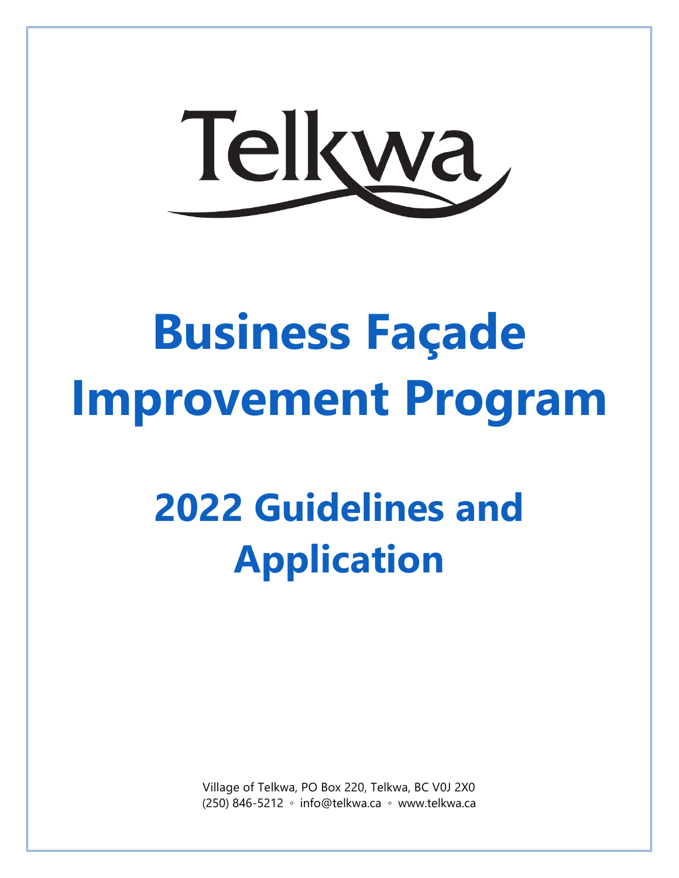Telkwa

# Business Façade Improvement Program

# 2022 Guidelines and Application

Village of Telkwa, PO Box 220, Telkwa, BC V0J 2X0
(250) 846-5212 ◦ info@telkwa.ca ◦ www.telkwa.ca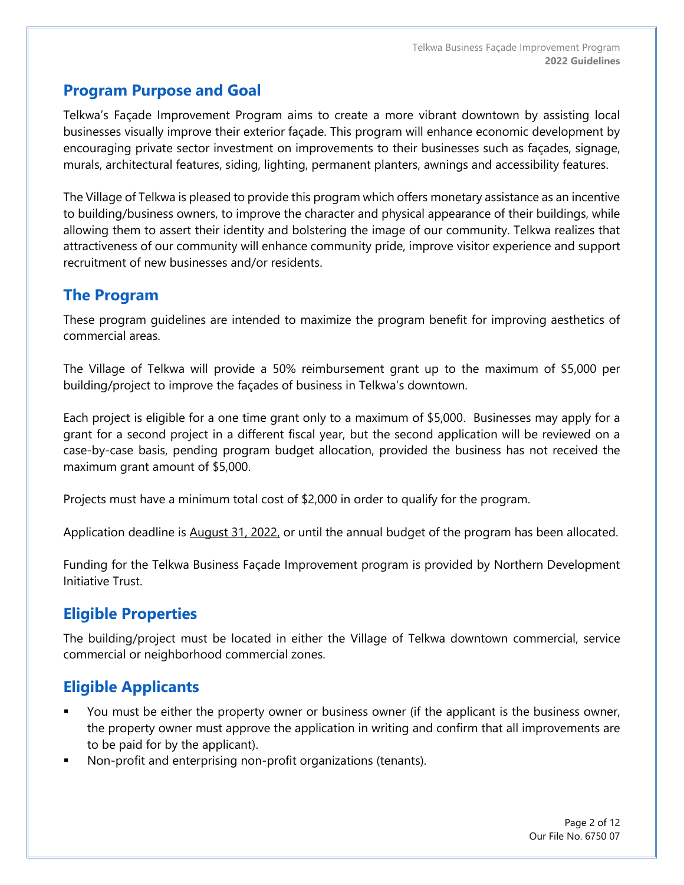## Program Purpose and Goal

Telkwa's Façade Improvement Program aims to create a more vibrant downtown by assisting local businesses visually improve their exterior façade. This program will enhance economic development by encouraging private sector investment on improvements to their businesses such as façades, signage, murals, architectural features, siding, lighting, permanent planters, awnings and accessibility features.

The Village of Telkwa is pleased to provide this program which offers monetary assistance as an incentive to building/business owners, to improve the character and physical appearance of their buildings, while allowing them to assert their identity and bolstering the image of our community. Telkwa realizes that attractiveness of our community will enhance community pride, improve visitor experience and support recruitment of new businesses and/or residents.

## The Program

These program guidelines are intended to maximize the program benefit for improving aesthetics of commercial areas.

The Village of Telkwa will provide a 50% reimbursement grant up to the maximum of $5,000 per building/project to improve the façades of business in Telkwa's downtown.

Each project is eligible for a one time grant only to a maximum of $5,000. Businesses may apply for a grant for a second project in a different fiscal year, but the second application will be reviewed on a case-by-case basis, pending program budget allocation, provided the business has not received the maximum grant amount of $5,000.

Projects must have a minimum total cost of $2,000 in order to qualify for the program.

Application deadline is August 31, 2022, or until the annual budget of the program has been allocated.

Funding for the Telkwa Business Façade Improvement program is provided by Northern Development Initiative Trust.

## Eligible Properties

The building/project must be located in either the Village of Telkwa downtown commercial, service commercial or neighborhood commercial zones.

## Eligible Applicants

- You must be either the property owner or business owner (if the applicant is the business owner, the property owner must approve the application in writing and confirm that all improvements are to be paid for by the applicant).
- Non-profit and enterprising non-profit organizations (tenants).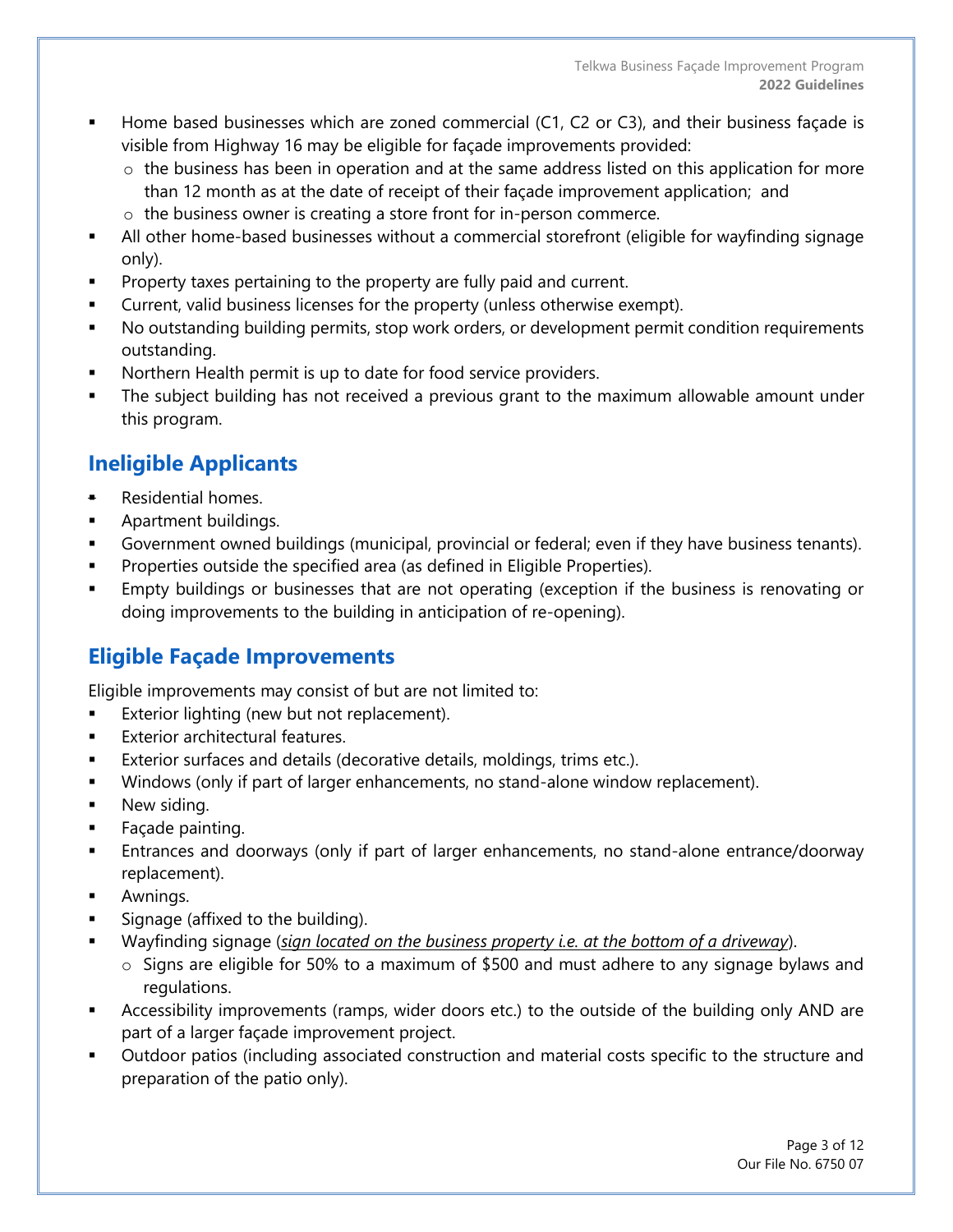- Home based businesses which are zoned commercial (C1, C2 or C3), and their business façade is visible from Highway 16 may be eligible for façade improvements provided:
  - the business has been in operation and at the same address listed on this application for more than 12 month as at the date of receipt of their façade improvement application; and
  - the business owner is creating a store front for in-person commerce.
- All other home-based businesses without a commercial storefront (eligible for wayfinding signage only).
- Property taxes pertaining to the property are fully paid and current.
- Current, valid business licenses for the property (unless otherwise exempt).
- No outstanding building permits, stop work orders, or development permit condition requirements outstanding.
- Northern Health permit is up to date for food service providers.
- The subject building has not received a previous grant to the maximum allowable amount under this program.

## Ineligible Applicants

- Residential homes.
- Apartment buildings.
- Government owned buildings (municipal, provincial or federal; even if they have business tenants).
- Properties outside the specified area (as defined in Eligible Properties).
- Empty buildings or businesses that are not operating (exception if the business is renovating or doing improvements to the building in anticipation of re-opening).

## Eligible Façade Improvements

Eligible improvements may consist of but are not limited to:

- Exterior lighting (new but not replacement).
- Exterior architectural features.
- Exterior surfaces and details (decorative details, moldings, trims etc.).
- Windows (only if part of larger enhancements, no stand-alone window replacement).
- New siding.
- Façade painting.
- Entrances and doorways (only if part of larger enhancements, no stand-alone entrance/doorway replacement).
- Awnings.
- Signage (affixed to the building).
- Wayfinding signage (*sign located on the business property i.e. at the bottom of a driveway*).
  - Signs are eligible for 50% to a maximum of $500 and must adhere to any signage bylaws and regulations.
- Accessibility improvements (ramps, wider doors etc.) to the outside of the building only AND are part of a larger façade improvement project.
- Outdoor patios (including associated construction and material costs specific to the structure and preparation of the patio only).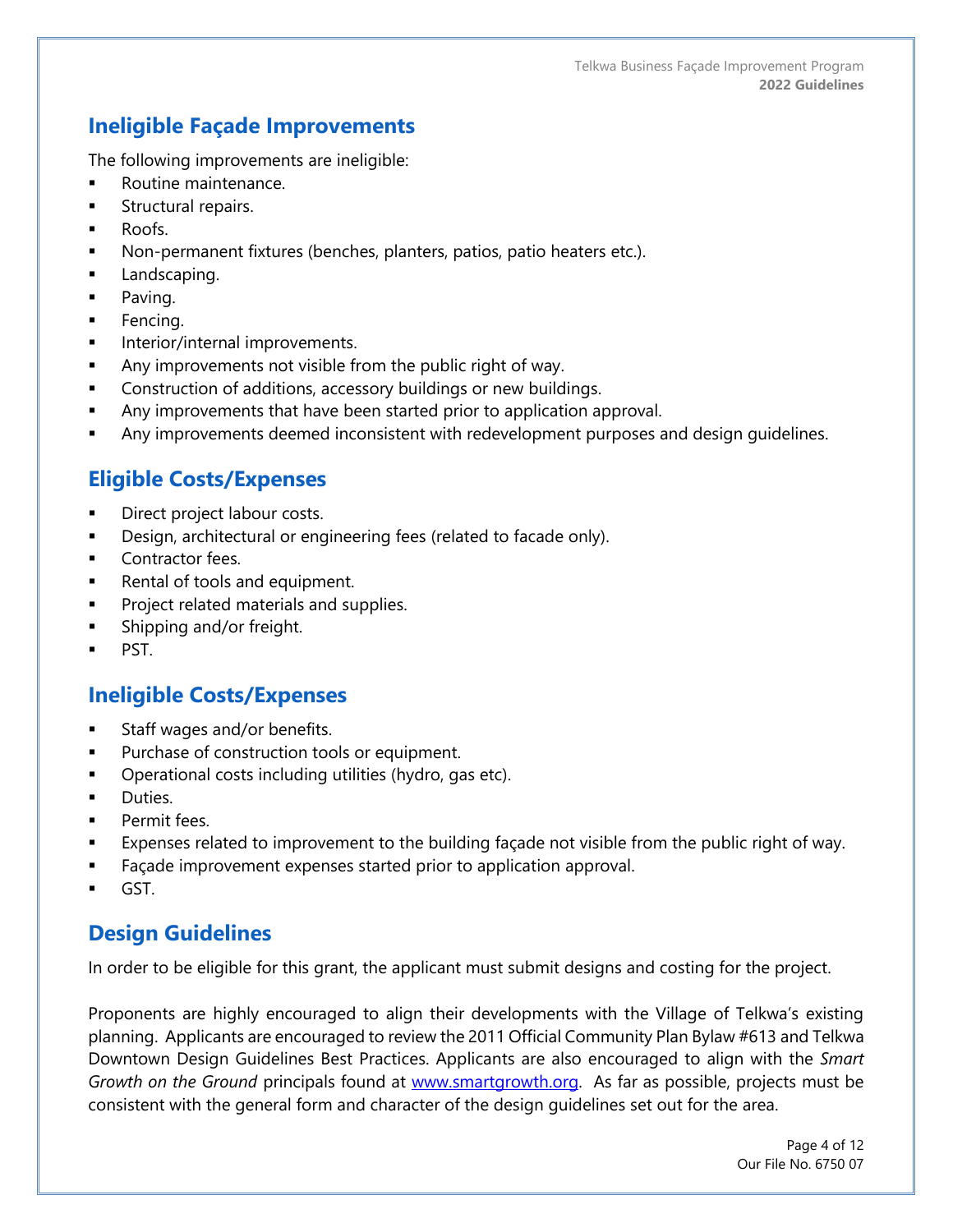## Ineligible Façade Improvements

The following improvements are ineligible:

- Routine maintenance.
- Structural repairs.
- Roofs.
- Non-permanent fixtures (benches, planters, patios, patio heaters etc.).
- Landscaping.
- Paving.
- Fencing.
- Interior/internal improvements.
- Any improvements not visible from the public right of way.
- Construction of additions, accessory buildings or new buildings.
- Any improvements that have been started prior to application approval.
- Any improvements deemed inconsistent with redevelopment purposes and design guidelines.

## Eligible Costs/Expenses

- Direct project labour costs.
- Design, architectural or engineering fees (related to facade only).
- Contractor fees.
- Rental of tools and equipment.
- Project related materials and supplies.
- Shipping and/or freight.
- PST.

## Ineligible Costs/Expenses

- Staff wages and/or benefits.
- Purchase of construction tools or equipment.
- Operational costs including utilities (hydro, gas etc).
- Duties.
- Permit fees.
- Expenses related to improvement to the building façade not visible from the public right of way.
- Façade improvement expenses started prior to application approval.
- GST.

## Design Guidelines

In order to be eligible for this grant, the applicant must submit designs and costing for the project.

Proponents are highly encouraged to align their developments with the Village of Telkwa's existing planning. Applicants are encouraged to review the 2011 Official Community Plan Bylaw #613 and Telkwa Downtown Design Guidelines Best Practices. Applicants are also encouraged to align with the *Smart Growth on the Ground* principals found at [www.smartgrowth.org](www.smartgrowth.org). As far as possible, projects must be consistent with the general form and character of the design guidelines set out for the area.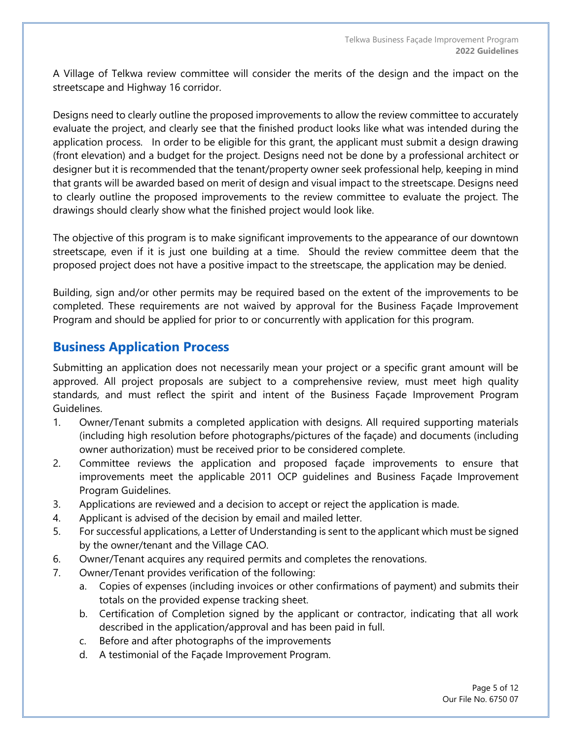A Village of Telkwa review committee will consider the merits of the design and the impact on the streetscape and Highway 16 corridor.

Designs need to clearly outline the proposed improvements to allow the review committee to accurately evaluate the project, and clearly see that the finished product looks like what was intended during the application process. In order to be eligible for this grant, the applicant must submit a design drawing (front elevation) and a budget for the project. Designs need not be done by a professional architect or designer but it is recommended that the tenant/property owner seek professional help, keeping in mind that grants will be awarded based on merit of design and visual impact to the streetscape. Designs need to clearly outline the proposed improvements to the review committee to evaluate the project. The drawings should clearly show what the finished project would look like.

The objective of this program is to make significant improvements to the appearance of our downtown streetscape, even if it is just one building at a time. Should the review committee deem that the proposed project does not have a positive impact to the streetscape, the application may be denied.

Building, sign and/or other permits may be required based on the extent of the improvements to be completed. These requirements are not waived by approval for the Business Façade Improvement Program and should be applied for prior to or concurrently with application for this program.

## Business Application Process

Submitting an application does not necessarily mean your project or a specific grant amount will be approved. All project proposals are subject to a comprehensive review, must meet high quality standards, and must reflect the spirit and intent of the Business Façade Improvement Program Guidelines.

1. Owner/Tenant submits a completed application with designs. All required supporting materials (including high resolution before photographs/pictures of the façade) and documents (including owner authorization) must be received prior to be considered complete.
2. Committee reviews the application and proposed façade improvements to ensure that improvements meet the applicable 2011 OCP guidelines and Business Façade Improvement Program Guidelines.
3. Applications are reviewed and a decision to accept or reject the application is made.
4. Applicant is advised of the decision by email and mailed letter.
5. For successful applications, a Letter of Understanding is sent to the applicant which must be signed by the owner/tenant and the Village CAO.
6. Owner/Tenant acquires any required permits and completes the renovations.
7. Owner/Tenant provides verification of the following:
    a. Copies of expenses (including invoices or other confirmations of payment) and submits their totals on the provided expense tracking sheet.
    b. Certification of Completion signed by the applicant or contractor, indicating that all work described in the application/approval and has been paid in full.
    c. Before and after photographs of the improvements
    d. A testimonial of the Façade Improvement Program.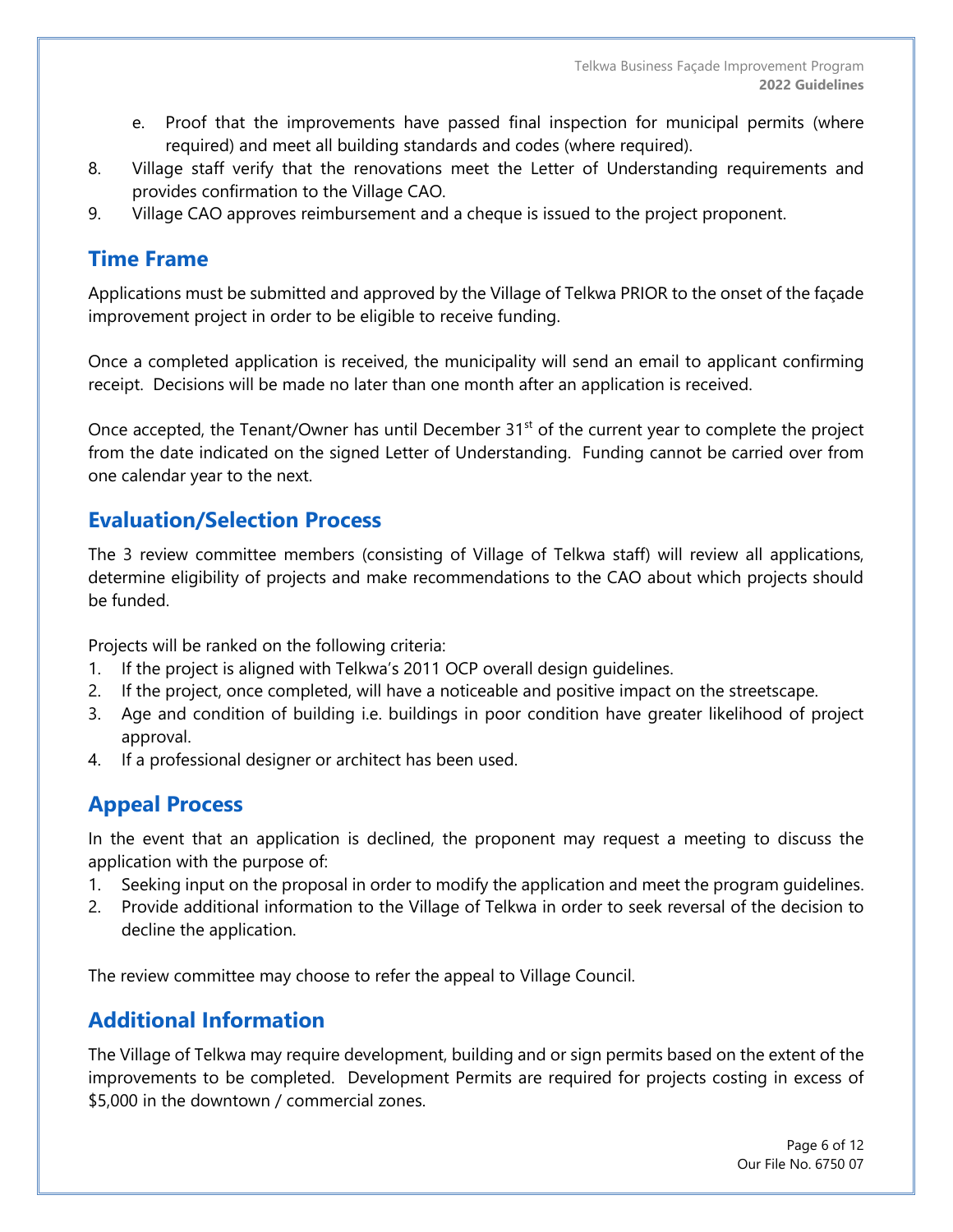e. Proof that the improvements have passed final inspection for municipal permits (where required) and meet all building standards and codes (where required).

8. Village staff verify that the renovations meet the Letter of Understanding requirements and provides confirmation to the Village CAO.
9. Village CAO approves reimbursement and a cheque is issued to the project proponent.

## Time Frame

Applications must be submitted and approved by the Village of Telkwa PRIOR to the onset of the façade improvement project in order to be eligible to receive funding.

Once a completed application is received, the municipality will send an email to applicant confirming receipt. Decisions will be made no later than one month after an application is received.

Once accepted, the Tenant/Owner has until December 31st of the current year to complete the project from the date indicated on the signed Letter of Understanding. Funding cannot be carried over from one calendar year to the next.

## Evaluation/Selection Process

The 3 review committee members (consisting of Village of Telkwa staff) will review all applications, determine eligibility of projects and make recommendations to the CAO about which projects should be funded.

Projects will be ranked on the following criteria:

1. If the project is aligned with Telkwa's 2011 OCP overall design guidelines.
2. If the project, once completed, will have a noticeable and positive impact on the streetscape.
3. Age and condition of building i.e. buildings in poor condition have greater likelihood of project approval.
4. If a professional designer or architect has been used.

## Appeal Process

In the event that an application is declined, the proponent may request a meeting to discuss the application with the purpose of:

1. Seeking input on the proposal in order to modify the application and meet the program guidelines.
2. Provide additional information to the Village of Telkwa in order to seek reversal of the decision to decline the application.

The review committee may choose to refer the appeal to Village Council.

## Additional Information

The Village of Telkwa may require development, building and or sign permits based on the extent of the improvements to be completed. Development Permits are required for projects costing in excess of $5,000 in the downtown / commercial zones.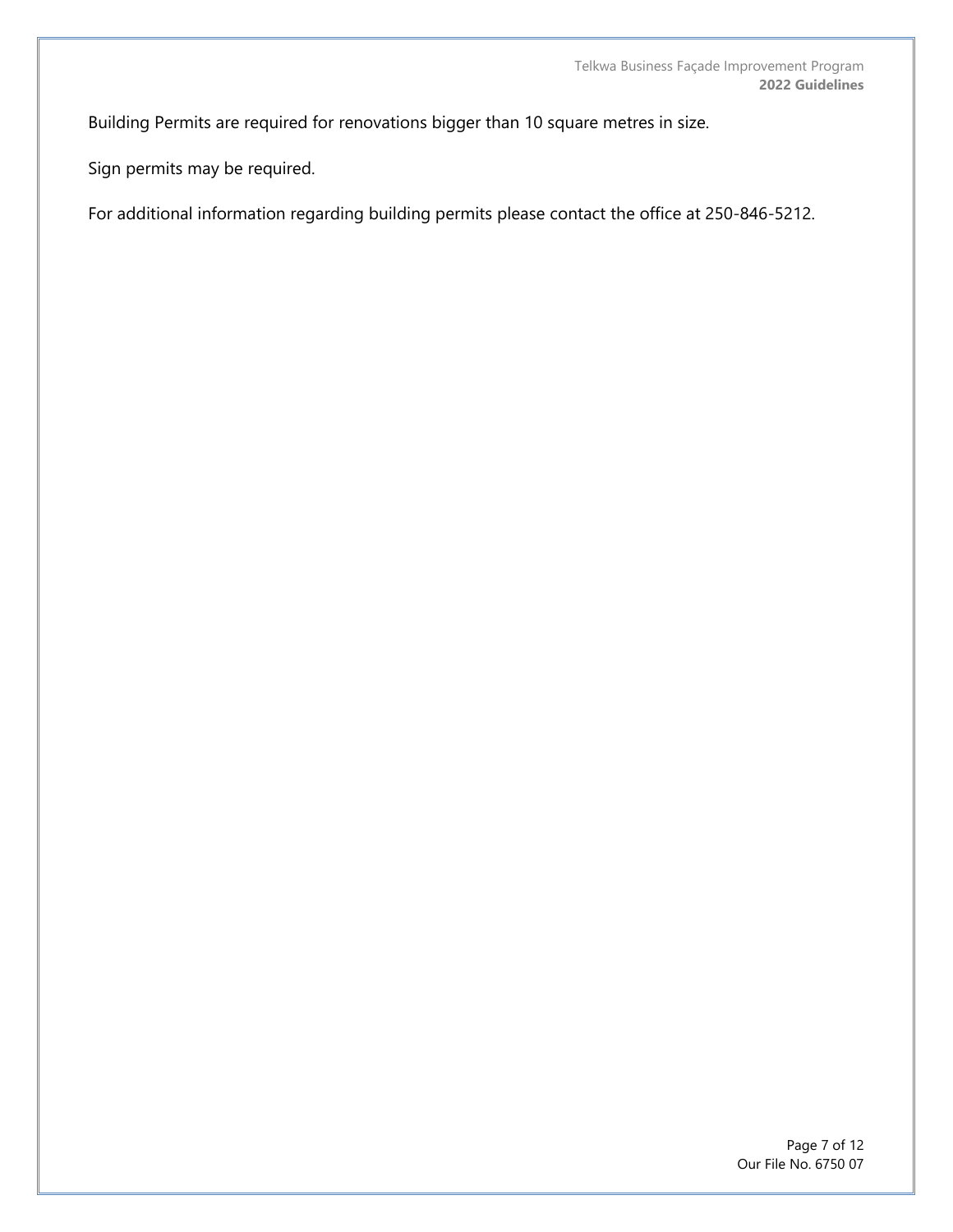Building Permits are required for renovations bigger than 10 square metres in size.

Sign permits may be required.

For additional information regarding building permits please contact the office at 250-846-5212.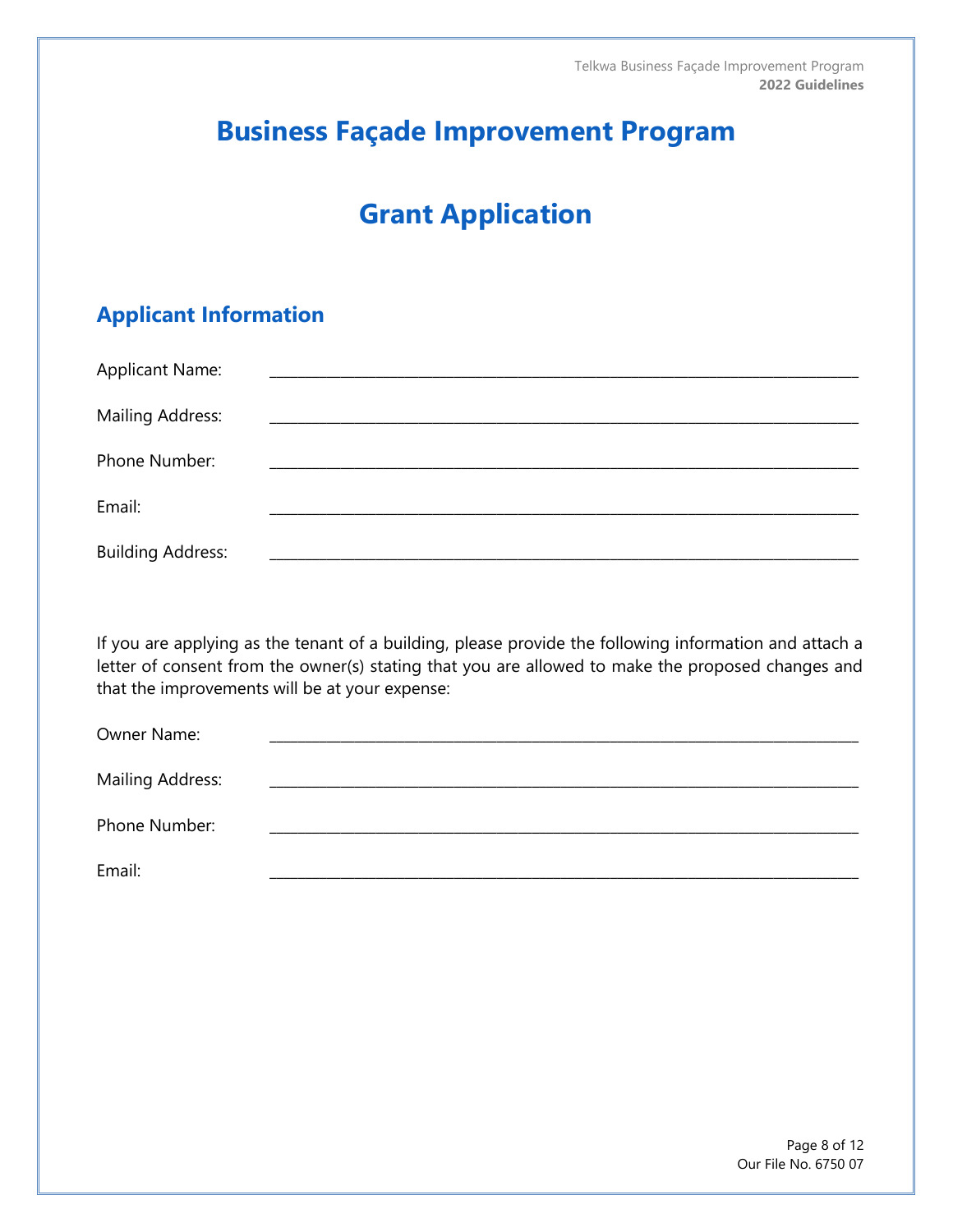# Business Façade Improvement Program

# Grant Application

## Applicant Information

Applicant Name: ______________________________________________

Mailing Address: ______________________________________________

Phone Number: ______________________________________________

Email: ______________________________________________

Building Address: ______________________________________________

If you are applying as the tenant of a building, please provide the following information and attach a letter of consent from the owner(s) stating that you are allowed to make the proposed changes and that the improvements will be at your expense:

Owner Name: ______________________________________________

Mailing Address: ______________________________________________

Phone Number: ______________________________________________

Email: ______________________________________________

Our File No. 6750 07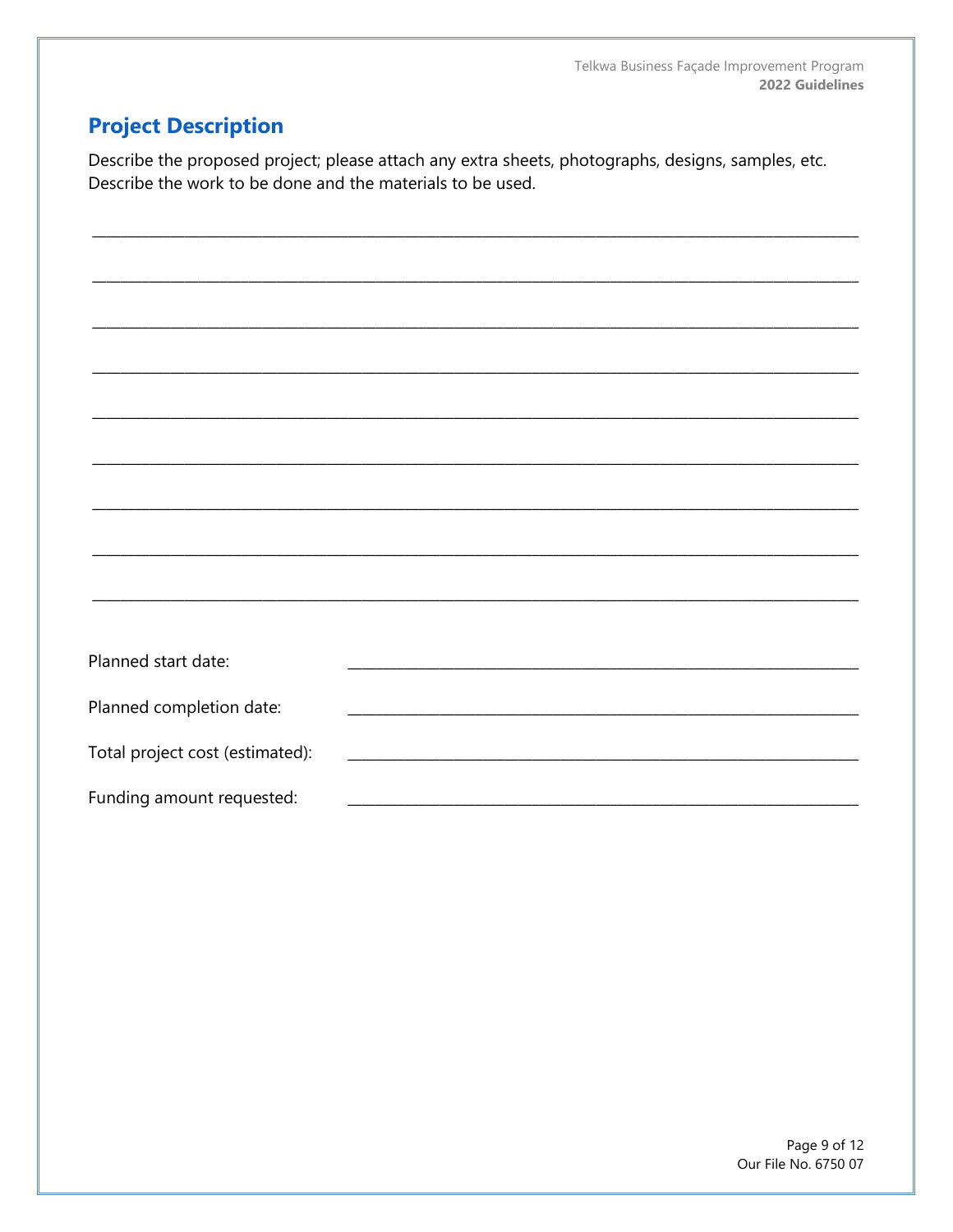## Project Description

Describe the proposed project; please attach any extra sheets, photographs, designs, samples, etc. Describe the work to be done and the materials to be used.

\_\_\_\_\_\_\_\_\_\_\_\_\_\_\_\_\_\_\_\_\_\_\_\_\_\_\_\_\_\_\_\_\_\_\_\_\_\_\_\_\_\_\_\_\_\_\_\_\_\_\_\_\_\_\_\_\_\_\_\_\_\_\_\_\_\_\_\_\_\_\_\_

\_\_\_\_\_\_\_\_\_\_\_\_\_\_\_\_\_\_\_\_\_\_\_\_\_\_\_\_\_\_\_\_\_\_\_\_\_\_\_\_\_\_\_\_\_\_\_\_\_\_\_\_\_\_\_\_\_\_\_\_\_\_\_\_\_\_\_\_\_\_\_\_

\_\_\_\_\_\_\_\_\_\_\_\_\_\_\_\_\_\_\_\_\_\_\_\_\_\_\_\_\_\_\_\_\_\_\_\_\_\_\_\_\_\_\_\_\_\_\_\_\_\_\_\_\_\_\_\_\_\_\_\_\_\_\_\_\_\_\_\_\_\_\_\_

\_\_\_\_\_\_\_\_\_\_\_\_\_\_\_\_\_\_\_\_\_\_\_\_\_\_\_\_\_\_\_\_\_\_\_\_\_\_\_\_\_\_\_\_\_\_\_\_\_\_\_\_\_\_\_\_\_\_\_\_\_\_\_\_\_\_\_\_\_\_\_\_

\_\_\_\_\_\_\_\_\_\_\_\_\_\_\_\_\_\_\_\_\_\_\_\_\_\_\_\_\_\_\_\_\_\_\_\_\_\_\_\_\_\_\_\_\_\_\_\_\_\_\_\_\_\_\_\_\_\_\_\_\_\_\_\_\_\_\_\_\_\_\_\_

\_\_\_\_\_\_\_\_\_\_\_\_\_\_\_\_\_\_\_\_\_\_\_\_\_\_\_\_\_\_\_\_\_\_\_\_\_\_\_\_\_\_\_\_\_\_\_\_\_\_\_\_\_\_\_\_\_\_\_\_\_\_\_\_\_\_\_\_\_\_\_\_

\_\_\_\_\_\_\_\_\_\_\_\_\_\_\_\_\_\_\_\_\_\_\_\_\_\_\_\_\_\_\_\_\_\_\_\_\_\_\_\_\_\_\_\_\_\_\_\_\_\_\_\_\_\_\_\_\_\_\_\_\_\_\_\_\_\_\_\_\_\_\_\_

\_\_\_\_\_\_\_\_\_\_\_\_\_\_\_\_\_\_\_\_\_\_\_\_\_\_\_\_\_\_\_\_\_\_\_\_\_\_\_\_\_\_\_\_\_\_\_\_\_\_\_\_\_\_\_\_\_\_\_\_\_\_\_\_\_\_\_\_\_\_\_\_

\_\_\_\_\_\_\_\_\_\_\_\_\_\_\_\_\_\_\_\_\_\_\_\_\_\_\_\_\_\_\_\_\_\_\_\_\_\_\_\_\_\_\_\_\_\_\_\_\_\_\_\_\_\_\_\_\_\_\_\_\_\_\_\_\_\_\_\_\_\_\_\_

Planned start date: \_\_\_\_\_\_\_\_\_\_\_\_\_\_\_\_\_\_\_\_\_\_\_\_\_\_\_\_\_\_\_\_\_\_\_\_\_\_\_\_\_\_\_\_\_\_\_\_

Planned completion date: \_\_\_\_\_\_\_\_\_\_\_\_\_\_\_\_\_\_\_\_\_\_\_\_\_\_\_\_\_\_\_\_\_\_\_\_\_\_\_\_\_\_\_\_\_\_\_\_

Total project cost (estimated): \_\_\_\_\_\_\_\_\_\_\_\_\_\_\_\_\_\_\_\_\_\_\_\_\_\_\_\_\_\_\_\_\_\_\_\_\_\_\_\_\_\_\_\_\_\_\_\_

Funding amount requested: \_\_\_\_\_\_\_\_\_\_\_\_\_\_\_\_\_\_\_\_\_\_\_\_\_\_\_\_\_\_\_\_\_\_\_\_\_\_\_\_\_\_\_\_\_\_\_\_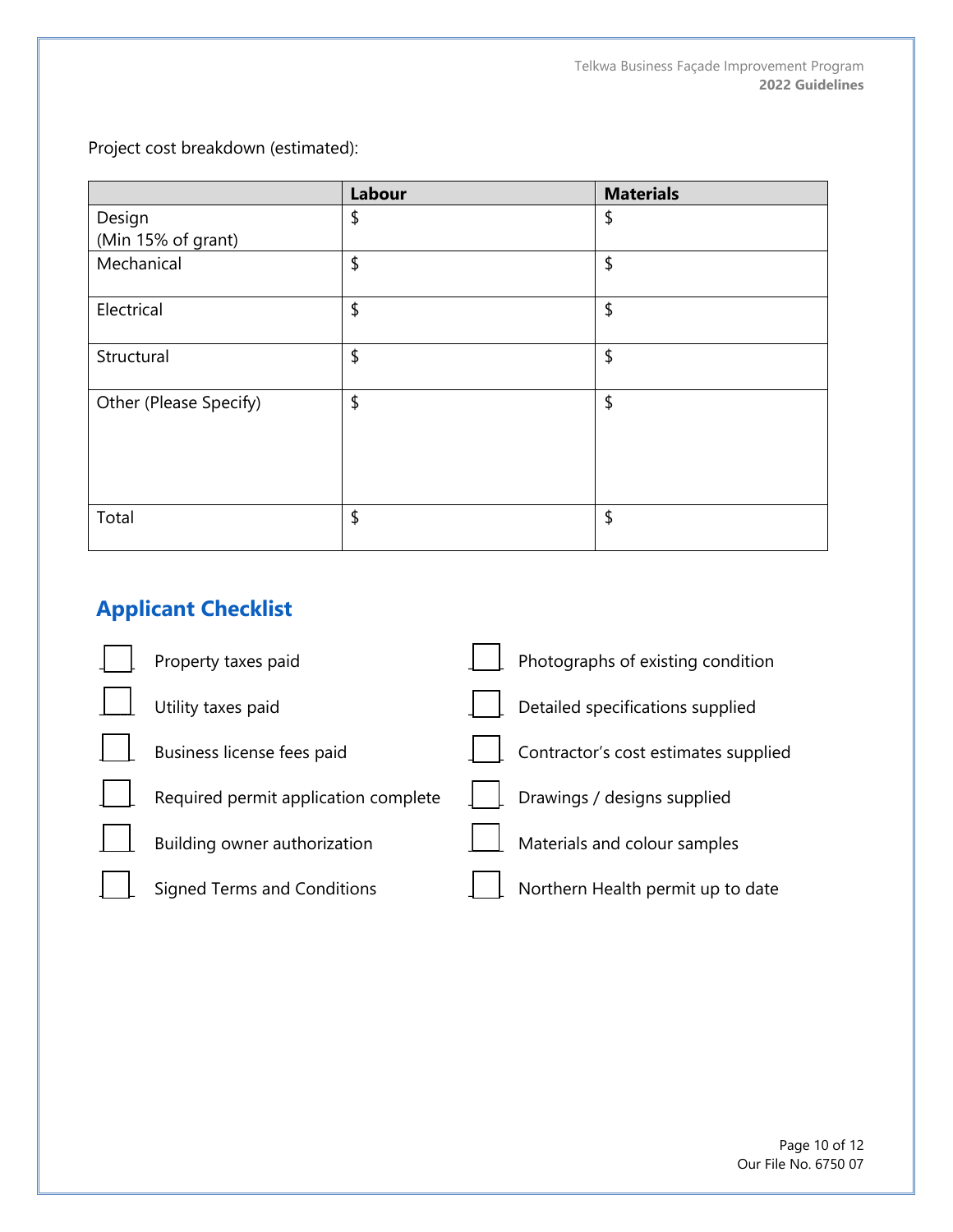Project cost breakdown (estimated):

| | Labour | Materials |
|---|---|---|
| Design (Min 15% of grant) | $ | $ |
| Mechanical | $ | $ |
| Electrical | $ | $ |
| Structural | $ | $ |
| Other (Please Specify) | $ | $ |
| Total | $ | $ |

## Applicant Checklist

- ☐ Property taxes paid
- ☐ Utility taxes paid
- ☐ Business license fees paid
- ☐ Required permit application complete
- ☐ Building owner authorization
- ☐ Signed Terms and Conditions
- ☐ Photographs of existing condition
- ☐ Detailed specifications supplied
- ☐ Contractor's cost estimates supplied
- ☐ Drawings / designs supplied
- ☐ Materials and colour samples
- ☐ Northern Health permit up to date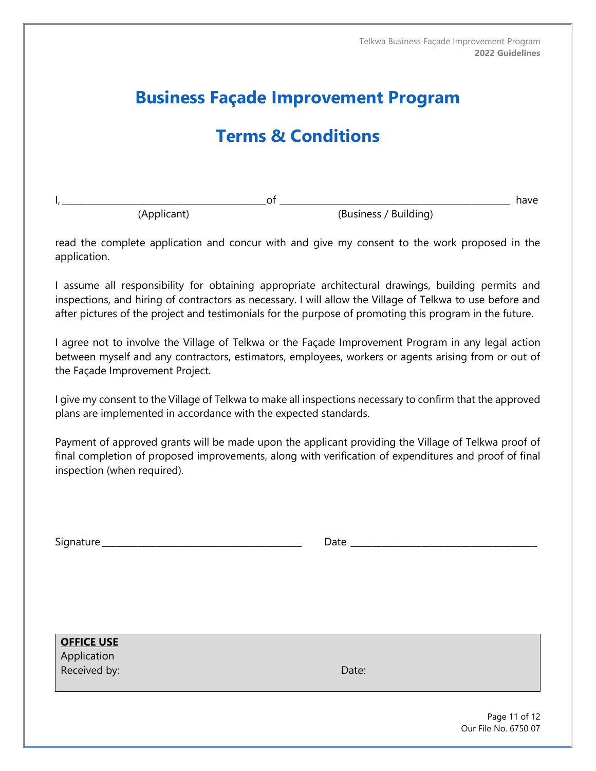# Business Façade Improvement Program

# Terms & Conditions

I, __________________________________________ of _________________________________________________ have
(Applicant) (Business / Building)

read the complete application and concur with and give my consent to the work proposed in the application.

I assume all responsibility for obtaining appropriate architectural drawings, building permits and inspections, and hiring of contractors as necessary. I will allow the Village of Telkwa to use before and after pictures of the project and testimonials for the purpose of promoting this program in the future.

I agree not to involve the Village of Telkwa or the Façade Improvement Program in any legal action between myself and any contractors, estimators, employees, workers or agents arising from or out of the Façade Improvement Project.

I give my consent to the Village of Telkwa to make all inspections necessary to confirm that the approved plans are implemented in accordance with the expected standards.

Payment of approved grants will be made upon the applicant providing the Village of Telkwa proof of final completion of proposed improvements, along with verification of expenditures and proof of final inspection (when required).

Signature __________________________________________ Date ______________________________________

| **OFFICE USE** | |
|---|---|
| Application Received by: | Date: |

Our File No. 6750 07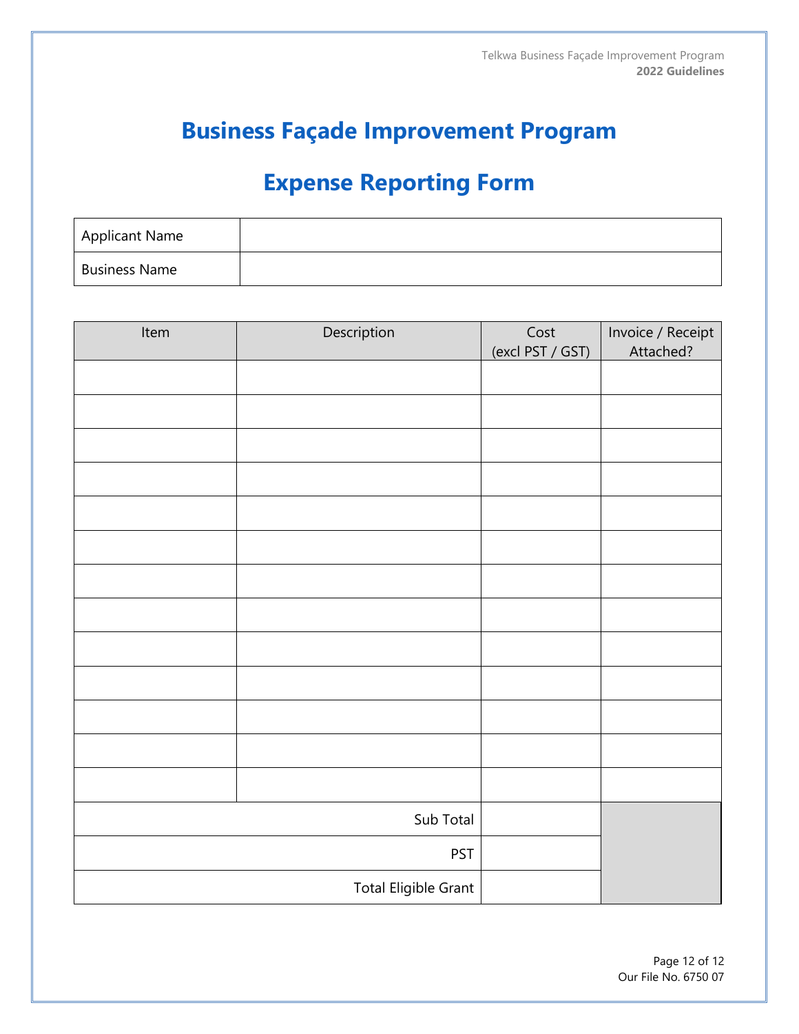# Business Façade Improvement Program

# Expense Reporting Form

| | |
|---|---|
| Applicant Name | |
| Business Name | |

| Item | Description | Cost (excl PST / GST) | Invoice / Receipt Attached? |
|---|---|---|---|
| | | | |
| | | | |
| | | | |
| | | | |
| | | | |
| | | | |
| | | | |
| | | | |
| | | | |
| | | | |
| | | | |
| | | | |
| | | | |
| | Sub Total | | |
| | PST | | |
| | Total Eligible Grant | | |